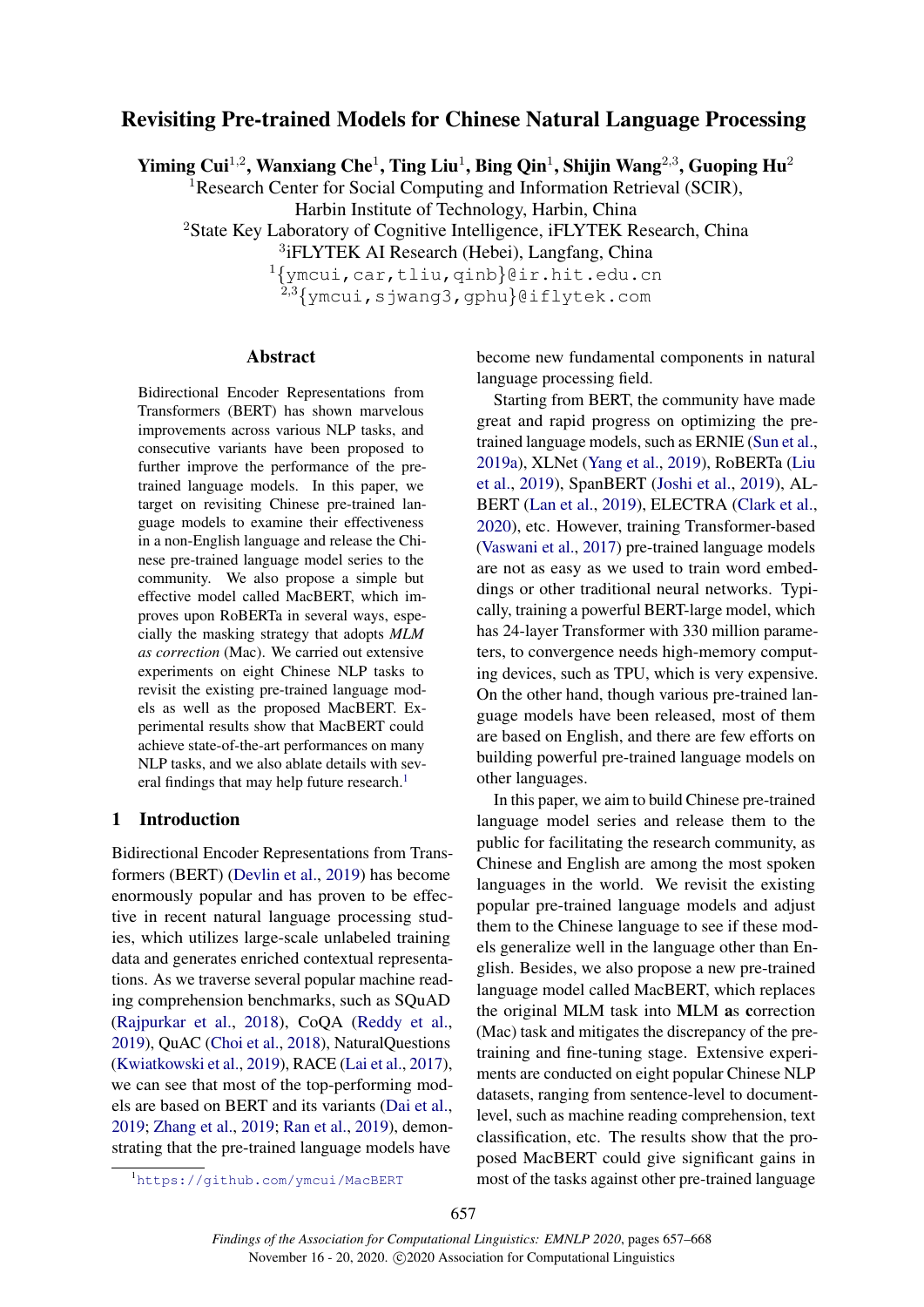# Revisiting Pre-trained Models for Chinese Natural Language Processing

**Yiming Cui[1,2], Wanxiang Che[1], Ting Liu[1], Bing Qin[1], Shijin Wang[2,3], Guoping Hu[2]**

[1]Research Center for Social Computing and Information Retrieval (SCIR), Harbin Institute of Technology, Harbin, China

[2]State Key Laboratory of Cognitive Intelligence, iFLYTEK Research, China

[3]iFLYTEK AI Research (Hebei), Langfang, China

[1]{ymcui,car,tliu,qinb}@ir.hit.edu.cn

[2,3]{ymcui,sjwang3,gphu}@iflytek.com

## Abstract

Bidirectional Encoder Representations from Transformers (BERT) has shown marvelous improvements across various NLP tasks, and consecutive variants have been proposed to further improve the performance of the pre-trained language models. In this paper, we target on revisiting Chinese pre-trained language models to examine their effectiveness in a non-English language and release the Chinese pre-trained language model series to the community. We also propose a simple but effective model called MacBERT, which improves upon RoBERTa in several ways, especially the masking strategy that adopts *MLM as correction* (Mac). We carried out extensive experiments on eight Chinese NLP tasks to revisit the existing pre-trained language models as well as the proposed MacBERT. Experimental results show that MacBERT could achieve state-of-the-art performances on many NLP tasks, and we also ablate details with several findings that may help future research.[1]

## 1 Introduction

Bidirectional Encoder Representations from Transformers (BERT) (Devlin et al., 2019) has become enormously popular and has proven to be effective in recent natural language processing studies, which utilizes large-scale unlabeled training data and generates enriched contextual representations. As we traverse several popular machine reading comprehension benchmarks, such as SQuAD (Rajpurkar et al., 2018), CoQA (Reddy et al., 2019), QuAC (Choi et al., 2018), NaturalQuestions (Kwiatkowski et al., 2019), RACE (Lai et al., 2017), we can see that most of the top-performing models are based on BERT and its variants (Dai et al., 2019; Zhang et al., 2019; Ran et al., 2019), demonstrating that the pre-trained language models have become new fundamental components in natural language processing field.

Starting from BERT, the community have made great and rapid progress on optimizing the pre-trained language models, such as ERNIE (Sun et al., 2019a), XLNet (Yang et al., 2019), RoBERTa (Liu et al., 2019), SpanBERT (Joshi et al., 2019), ALBERT (Lan et al., 2019), ELECTRA (Clark et al., 2020), etc. However, training Transformer-based (Vaswani et al., 2017) pre-trained language models are not as easy as we used to train word embeddings or other traditional neural networks. Typically, training a powerful BERT-large model, which has 24-layer Transformer with 330 million parameters, to convergence needs high-memory computing devices, such as TPU, which is very expensive. On the other hand, though various pre-trained language models have been released, most of them are based on English, and there are few efforts on building powerful pre-trained language models on other languages.

In this paper, we aim to build Chinese pre-trained language model series and release them to the public for facilitating the research community, as Chinese and English are among the most spoken languages in the world. We revisit the existing popular pre-trained language models and adjust them to the Chinese language to see if these models generalize well in the language other than English. Besides, we also propose a new pre-trained language model called MacBERT, which replaces the original MLM task into **MLM** **a**s **c**orrection (Mac) task and mitigates the discrepancy of the pre-training and fine-tuning stage. Extensive experiments are conducted on eight popular Chinese NLP datasets, ranging from sentence-level to document-level, such as machine reading comprehension, text classification, etc. The results show that the proposed MacBERT could give significant gains in most of the tasks against other pre-trained language

[1]https://github.com/ymcui/MacBERT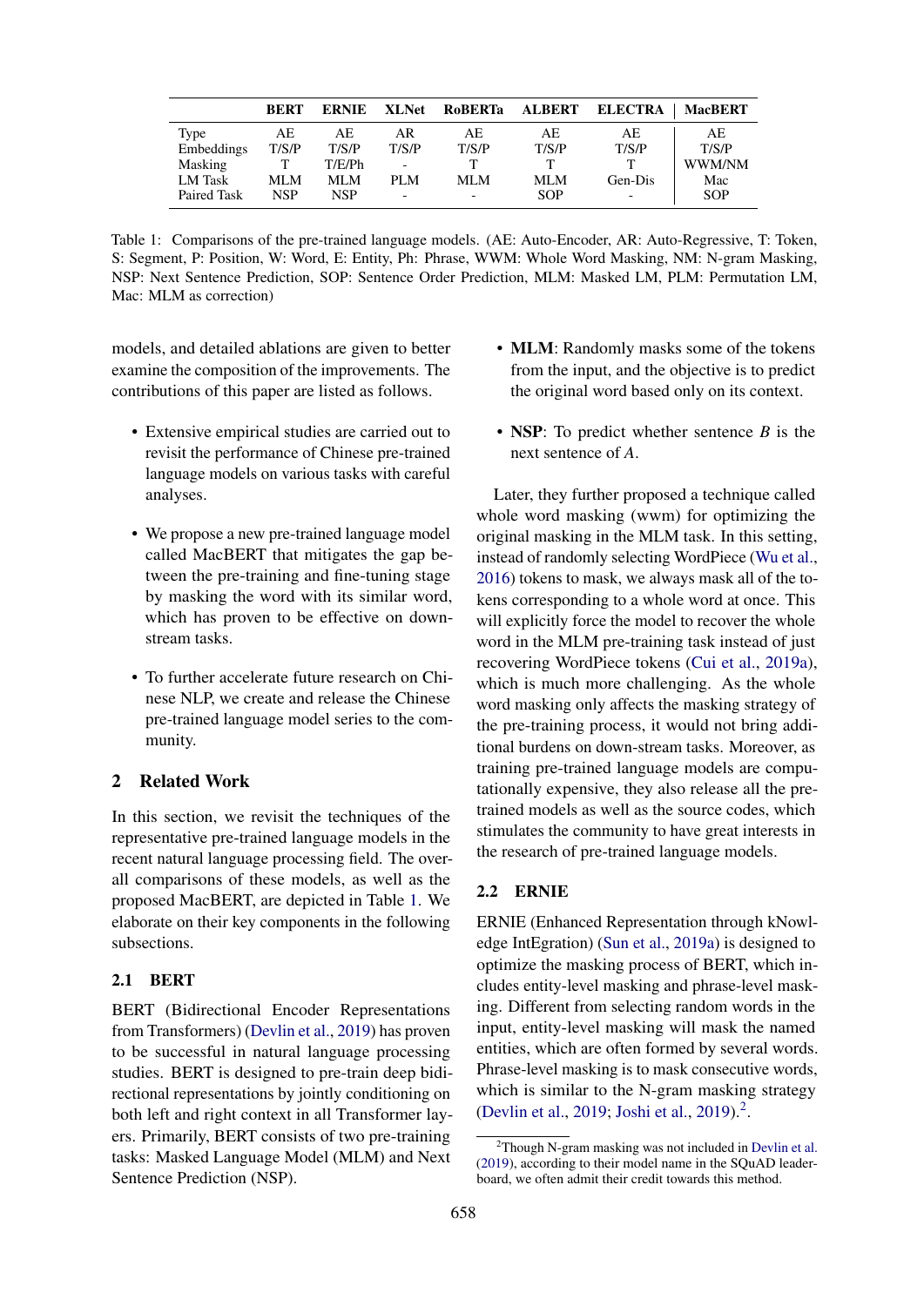| | BERT | ERNIE | XLNet | RoBERTa | ALBERT | ELECTRA | MacBERT |
|---|---|---|---|---|---|---|---|
| Type | AE | AE | AR | AE | AE | AE | AE |
| Embeddings | T/S/P | T/S/P | T/S/P | T/S/P | T/S/P | T/S/P | T/S/P |
| Masking | T | T/E/Ph | - | T | T | T | WWM/NM |
| LM Task | MLM | MLM | PLM | MLM | MLM | Gen-Dis | Mac |
| Paired Task | NSP | NSP | - | - | SOP | - | SOP |

Table 1: Comparisons of the pre-trained language models. (AE: Auto-Encoder, AR: Auto-Regressive, T: Token, S: Segment, P: Position, W: Word, E: Entity, Ph: Phrase, WWM: Whole Word Masking, NM: N-gram Masking, NSP: Next Sentence Prediction, SOP: Sentence Order Prediction, MLM: Masked LM, PLM: Permutation LM, Mac: MLM as correction)

models, and detailed ablations are given to better examine the composition of the improvements. The contributions of this paper are listed as follows.

- Extensive empirical studies are carried out to revisit the performance of Chinese pre-trained language models on various tasks with careful analyses.
- We propose a new pre-trained language model called MacBERT that mitigates the gap between the pre-training and fine-tuning stage by masking the word with its similar word, which has proven to be effective on downstream tasks.
- To further accelerate future research on Chinese NLP, we create and release the Chinese pre-trained language model series to the community.

## 2 Related Work

In this section, we revisit the techniques of the representative pre-trained language models in the recent natural language processing field. The overall comparisons of these models, as well as the proposed MacBERT, are depicted in Table 1. We elaborate on their key components in the following subsections.

### 2.1 BERT

BERT (Bidirectional Encoder Representations from Transformers) (Devlin et al., 2019) has proven to be successful in natural language processing studies. BERT is designed to pre-train deep bidirectional representations by jointly conditioning on both left and right context in all Transformer layers. Primarily, BERT consists of two pre-training tasks: Masked Language Model (MLM) and Next Sentence Prediction (NSP).

- **MLM**: Randomly masks some of the tokens from the input, and the objective is to predict the original word based only on its context.
- **NSP**: To predict whether sentence *B* is the next sentence of *A*.

Later, they further proposed a technique called whole word masking (wwm) for optimizing the original masking in the MLM task. In this setting, instead of randomly selecting WordPiece (Wu et al., 2016) tokens to mask, we always mask all of the tokens corresponding to a whole word at once. This will explicitly force the model to recover the whole word in the MLM pre-training task instead of just recovering WordPiece tokens (Cui et al., 2019a), which is much more challenging. As the whole word masking only affects the masking strategy of the pre-training process, it would not bring additional burdens on down-stream tasks. Moreover, as training pre-trained language models are computationally expensive, they also release all the pre-trained models as well as the source codes, which stimulates the community to have great interests in the research of pre-trained language models.

### 2.2 ERNIE

ERNIE (Enhanced Representation through kNowledge IntEgration) (Sun et al., 2019a) is designed to optimize the masking process of BERT, which includes entity-level masking and phrase-level masking. Different from selecting random words in the input, entity-level masking will mask the named entities, which are often formed by several words. Phrase-level masking is to mask consecutive words, which is similar to the N-gram masking strategy (Devlin et al., 2019; Joshi et al., 2019).[2].

[2]Though N-gram masking was not included in Devlin et al. (2019), according to their model name in the SQuAD leaderboard, we often admit their credit towards this method.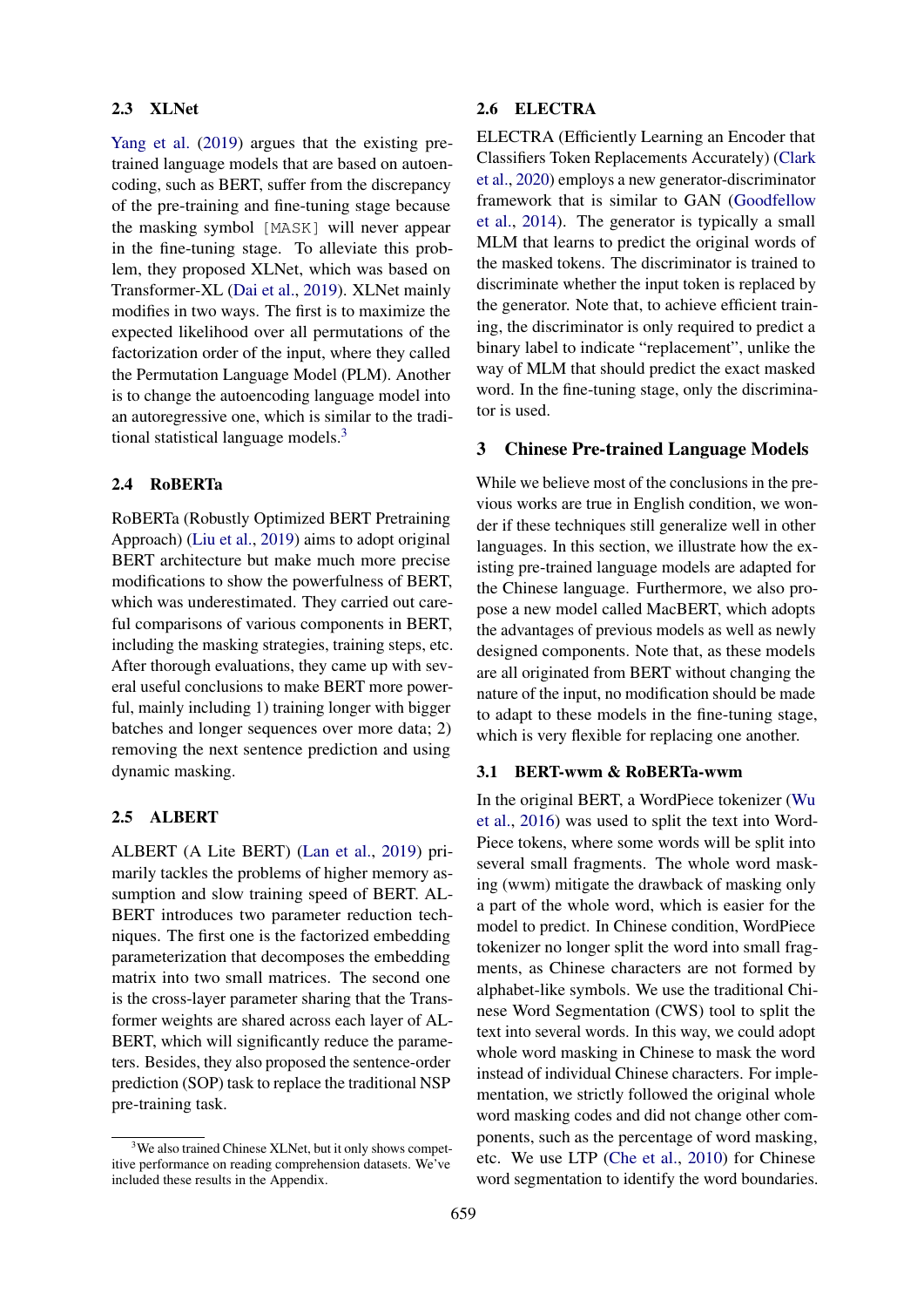### 2.3 XLNet

Yang et al. (2019) argues that the existing pre-trained language models that are based on autoencoding, such as BERT, suffer from the discrepancy of the pre-training and fine-tuning stage because the masking symbol `[MASK]` will never appear in the fine-tuning stage. To alleviate this problem, they proposed XLNet, which was based on Transformer-XL (Dai et al., 2019). XLNet mainly modifies in two ways. The first is to maximize the expected likelihood over all permutations of the factorization order of the input, where they called the Permutation Language Model (PLM). Another is to change the autoencoding language model into an autoregressive one, which is similar to the traditional statistical language models.[3]

### 2.4 RoBERTa

RoBERTa (Robustly Optimized BERT Pretraining Approach) (Liu et al., 2019) aims to adopt original BERT architecture but make much more precise modifications to show the powerfulness of BERT, which was underestimated. They carried out careful comparisons of various components in BERT, including the masking strategies, training steps, etc. After thorough evaluations, they came up with several useful conclusions to make BERT more powerful, mainly including 1) training longer with bigger batches and longer sequences over more data; 2) removing the next sentence prediction and using dynamic masking.

### 2.5 ALBERT

ALBERT (A Lite BERT) (Lan et al., 2019) primarily tackles the problems of higher memory assumption and slow training speed of BERT. ALBERT introduces two parameter reduction techniques. The first one is the factorized embedding parameterization that decomposes the embedding matrix into two small matrices. The second one is the cross-layer parameter sharing that the Transformer weights are shared across each layer of ALBERT, which will significantly reduce the parameters. Besides, they also proposed the sentence-order prediction (SOP) task to replace the traditional NSP pre-training task.

[3] We also trained Chinese XLNet, but it only shows competitive performance on reading comprehension datasets. We've included these results in the Appendix.

### 2.6 ELECTRA

ELECTRA (Efficiently Learning an Encoder that Classifiers Token Replacements Accurately) (Clark et al., 2020) employs a new generator-discriminator framework that is similar to GAN (Goodfellow et al., 2014). The generator is typically a small MLM that learns to predict the original words of the masked tokens. The discriminator is trained to discriminate whether the input token is replaced by the generator. Note that, to achieve efficient training, the discriminator is only required to predict a binary label to indicate "replacement", unlike the way of MLM that should predict the exact masked word. In the fine-tuning stage, only the discriminator is used.

## 3 Chinese Pre-trained Language Models

While we believe most of the conclusions in the previous works are true in English condition, we wonder if these techniques still generalize well in other languages. In this section, we illustrate how the existing pre-trained language models are adapted for the Chinese language. Furthermore, we also propose a new model called MacBERT, which adopts the advantages of previous models as well as newly designed components. Note that, as these models are all originated from BERT without changing the nature of the input, no modification should be made to adapt to these models in the fine-tuning stage, which is very flexible for replacing one another.

### 3.1 BERT-wwm & RoBERTa-wwm

In the original BERT, a WordPiece tokenizer (Wu et al., 2016) was used to split the text into WordPiece tokens, where some words will be split into several small fragments. The whole word masking (wwm) mitigate the drawback of masking only a part of the whole word, which is easier for the model to predict. In Chinese condition, WordPiece tokenizer no longer split the word into small fragments, as Chinese characters are not formed by alphabet-like symbols. We use the traditional Chinese Word Segmentation (CWS) tool to split the text into several words. In this way, we could adopt whole word masking in Chinese to mask the word instead of individual Chinese characters. For implementation, we strictly followed the original whole word masking codes and did not change other components, such as the percentage of word masking, etc. We use LTP (Che et al., 2010) for Chinese word segmentation to identify the word boundaries.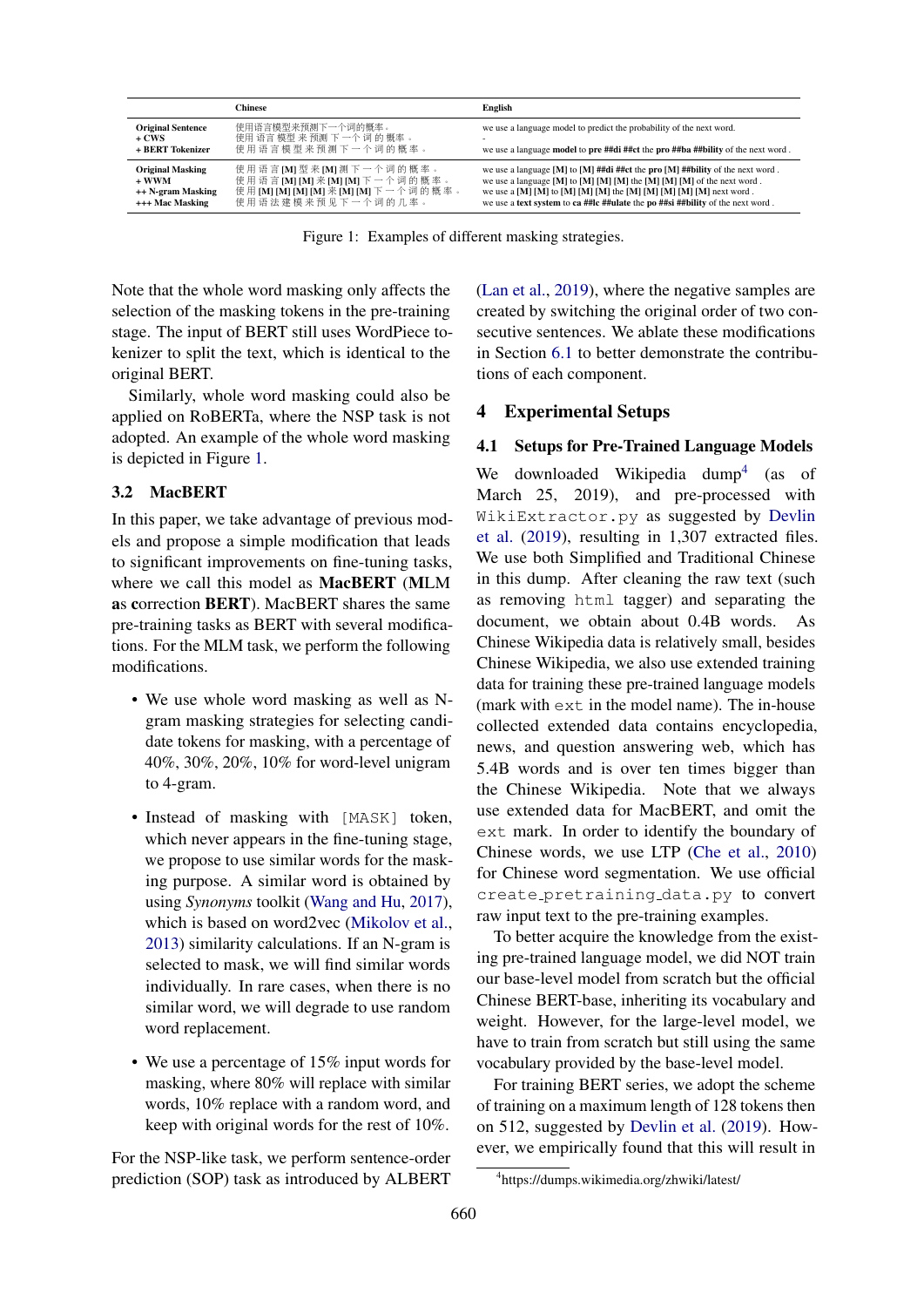| | Chinese | English |
|---|---|---|
| **Original Sentence** | 使用语言模型来预测下一个词的概率。 | we use a language model to predict the probability of the next word. |
| **+ CWS** | 使用 语言 模型 来 预测 下 一个 词 的 概率 。 | - |
| **+ BERT Tokenizer** | 使 用 语 言 模 型 来 预 测 下 一 个 词 的 概 率 。 | we use a language **model** to **pre ##di ##ct** the **pro ##ba ##bility** of the next word . |
| **Original Masking** | 使 用 语 言 **[M]** 型 来 **[M]** 测 下 一 个 词 的 概 率 。 | we use a language **[M]** to **[M] ##di ##ct** the **pro [M] ##bility** of the next word . |
| **+ WWM** | 使 用 语 言 **[M] [M]** 来 **[M] [M]** 下 一 个 词 的 概 率 。 | we use a language **[M]** to **[M] [M] [M]** the **[M] [M] [M]** of the next word . |
| **++ N-gram Masking** | 使 用 **[M] [M] [M] [M]** 来 **[M] [M]** 下 一 个 词 的 概 率 。 | we use a **[M] [M]** to **[M] [M] [M]** the **[M] [M] [M] [M] [M]** next word . |
| **+++ Mac Masking** | 使 用 语 法 建 模 来 预 见 下 一 个 词 的 几 率 。 | we use a **text system** to **ca ##lc ##ulate** the **po ##si ##bility** of the next word . |

Figure 1: Examples of different masking strategies.

Note that the whole word masking only affects the selection of the masking tokens in the pre-training stage. The input of BERT still uses WordPiece tokenizer to split the text, which is identical to the original BERT.

Similarly, whole word masking could also be applied on RoBERTa, where the NSP task is not adopted. An example of the whole word masking is depicted in Figure 1.

### 3.2 MacBERT

In this paper, we take advantage of previous models and propose a simple modification that leads to significant improvements on fine-tuning tasks, where we call this model as **MacBERT** (**M**LM **a**s **c**orrection **BERT**). MacBERT shares the same pre-training tasks as BERT with several modifications. For the MLM task, we perform the following modifications.

- We use whole word masking as well as N-gram masking strategies for selecting candidate tokens for masking, with a percentage of 40%, 30%, 20%, 10% for word-level unigram to 4-gram.
- Instead of masking with `[MASK]` token, which never appears in the fine-tuning stage, we propose to use similar words for the masking purpose. A similar word is obtained by using *Synonyms* toolkit (Wang and Hu, 2017), which is based on word2vec (Mikolov et al., 2013) similarity calculations. If an N-gram is selected to mask, we will find similar words individually. In rare cases, when there is no similar word, we will degrade to use random word replacement.
- We use a percentage of 15% input words for masking, where 80% will replace with similar words, 10% replace with a random word, and keep with original words for the rest of 10%.

For the NSP-like task, we perform sentence-order prediction (SOP) task as introduced by ALBERT (Lan et al., 2019), where the negative samples are created by switching the original order of two consecutive sentences. We ablate these modifications in Section 6.1 to better demonstrate the contributions of each component.

## 4 Experimental Setups

### 4.1 Setups for Pre-Trained Language Models

We downloaded Wikipedia dump[4] (as of March 25, 2019), and pre-processed with `WikiExtractor.py` as suggested by Devlin et al. (2019), resulting in 1,307 extracted files. We use both Simplified and Traditional Chinese in this dump. After cleaning the raw text (such as removing `html` tagger) and separating the document, we obtain about 0.4B words. As Chinese Wikipedia data is relatively small, besides Chinese Wikipedia, we also use extended training data for training these pre-trained language models (mark with `ext` in the model name). The in-house collected extended data contains encyclopedia, news, and question answering web, which has 5.4B words and is over ten times bigger than the Chinese Wikipedia. Note that we always use extended data for MacBERT, and omit the `ext` mark. In order to identify the boundary of Chinese words, we use LTP (Che et al., 2010) for Chinese word segmentation. We use official `create_pretraining_data.py` to convert raw input text to the pre-training examples.

To better acquire the knowledge from the existing pre-trained language model, we did NOT train our base-level model from scratch but the official Chinese BERT-base, inheriting its vocabulary and weight. However, for the large-level model, we have to train from scratch but still using the same vocabulary provided by the base-level model.

For training BERT series, we adopt the scheme of training on a maximum length of 128 tokens then on 512, suggested by Devlin et al. (2019). However, we empirically found that this will result in

[4] https://dumps.wikimedia.org/zhwiki/latest/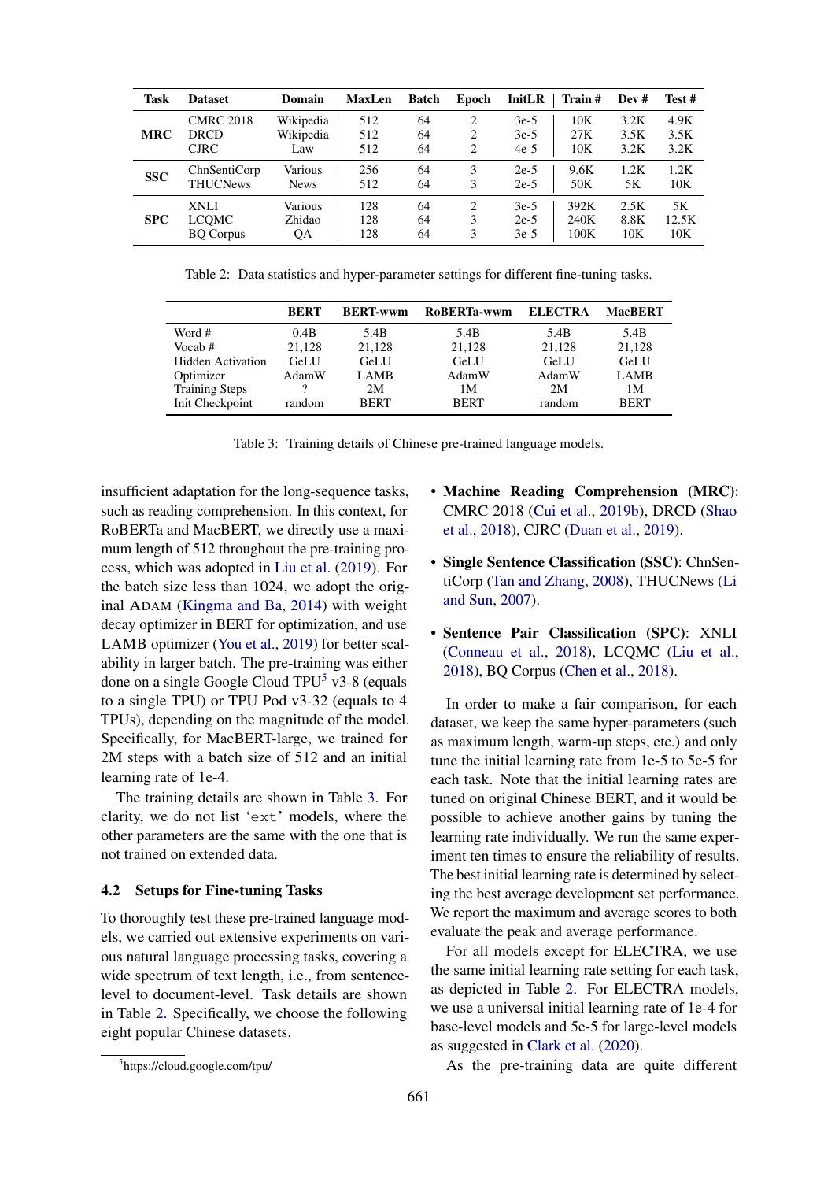| Task | Dataset | Domain | MaxLen | Batch | Epoch | InitLR | Train # | Dev # | Test # |
|---|---|---|---|---|---|---|---|---|---|
| **MRC** | CMRC 2018 | Wikipedia | 512 | 64 | 2 | 3e-5 | 10K | 3.2K | 4.9K |
| | DRCD | Wikipedia | 512 | 64 | 2 | 3e-5 | 27K | 3.5K | 3.5K |
| | CJRC | Law | 512 | 64 | 2 | 4e-5 | 10K | 3.2K | 3.2K |
| **SSC** | ChnSentiCorp | Various | 256 | 64 | 3 | 2e-5 | 9.6K | 1.2K | 1.2K |
| | THUCNews | News | 512 | 64 | 3 | 2e-5 | 50K | 5K | 10K |
| **SPC** | XNLI | Various | 128 | 64 | 2 | 3e-5 | 392K | 2.5K | 5K |
| | LCQMC | Zhidao | 128 | 64 | 3 | 2e-5 | 240K | 8.8K | 12.5K |
| | BQ Corpus | QA | 128 | 64 | 3 | 3e-5 | 100K | 10K | 10K |

Table 2: Data statistics and hyper-parameter settings for different fine-tuning tasks.

| | BERT | BERT-wwm | RoBERTa-wwm | ELECTRA | MacBERT |
|---|---|---|---|---|---|
| Word # | 0.4B | 5.4B | 5.4B | 5.4B | 5.4B |
| Vocab # | 21,128 | 21,128 | 21,128 | 21,128 | 21,128 |
| Hidden Activation | GeLU | GeLU | GeLU | GeLU | GeLU |
| Optimizer | AdamW | LAMB | AdamW | AdamW | LAMB |
| Training Steps | ? | 2M | 1M | 2M | 1M |
| Init Checkpoint | random | BERT | BERT | random | BERT |

Table 3: Training details of Chinese pre-trained language models.

insufficient adaptation for the long-sequence tasks, such as reading comprehension. In this context, for RoBERTa and MacBERT, we directly use a maximum length of 512 throughout the pre-training process, which was adopted in Liu et al. (2019). For the batch size less than 1024, we adopt the original ADAM (Kingma and Ba, 2014) with weight decay optimizer in BERT for optimization, and use LAMB optimizer (You et al., 2019) for better scalability in larger batch. The pre-training was either done on a single Google Cloud TPU[5] v3-8 (equals to a single TPU) or TPU Pod v3-32 (equals to 4 TPUs), depending on the magnitude of the model. Specifically, for MacBERT-large, we trained for 2M steps with a batch size of 512 and an initial learning rate of 1e-4.

The training details are shown in Table 3. For clarity, we do not list 'ext' models, where the other parameters are the same with the one that is not trained on extended data.

## 4.2 Setups for Fine-tuning Tasks

To thoroughly test these pre-trained language models, we carried out extensive experiments on various natural language processing tasks, covering a wide spectrum of text length, i.e., from sentence-level to document-level. Task details are shown in Table 2. Specifically, we choose the following eight popular Chinese datasets.

- **Machine Reading Comprehension (MRC)**: CMRC 2018 (Cui et al., 2019b), DRCD (Shao et al., 2018), CJRC (Duan et al., 2019).
- **Single Sentence Classification (SSC)**: ChnSentiCorp (Tan and Zhang, 2008), THUCNews (Li and Sun, 2007).
- **Sentence Pair Classification (SPC)**: XNLI (Conneau et al., 2018), LCQMC (Liu et al., 2018), BQ Corpus (Chen et al., 2018).

In order to make a fair comparison, for each dataset, we keep the same hyper-parameters (such as maximum length, warm-up steps, etc.) and only tune the initial learning rate from 1e-5 to 5e-5 for each task. Note that the initial learning rates are tuned on original Chinese BERT, and it would be possible to achieve another gains by tuning the learning rate individually. We run the same experiment ten times to ensure the reliability of results. The best initial learning rate is determined by selecting the best average development set performance. We report the maximum and average scores to both evaluate the peak and average performance.

For all models except for ELECTRA, we use the same initial learning rate setting for each task, as depicted in Table 2. For ELECTRA models, we use a universal initial learning rate of 1e-4 for base-level models and 5e-5 for large-level models as suggested in Clark et al. (2020).

As the pre-training data are quite different

[5]https://cloud.google.com/tpu/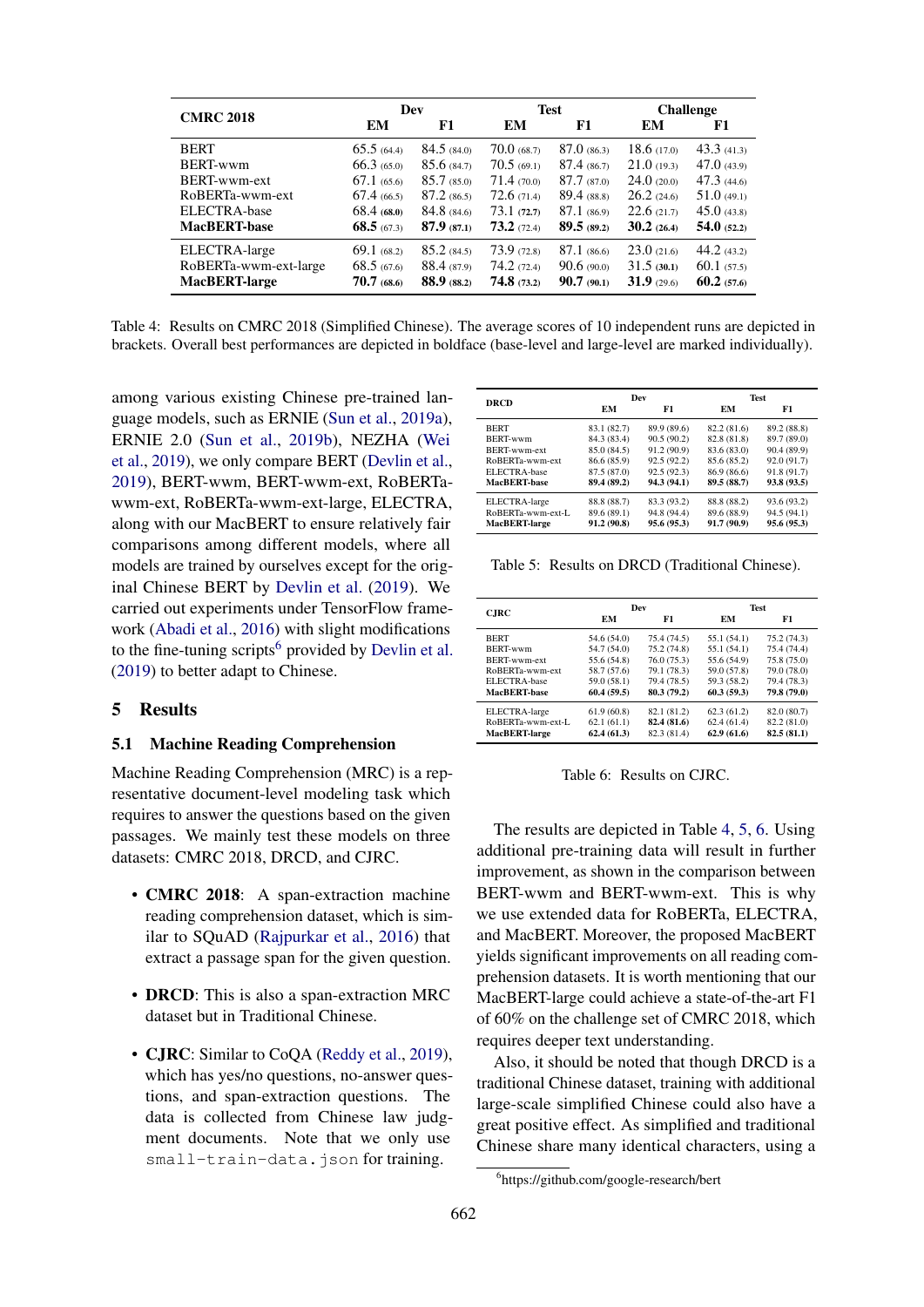| CMRC 2018 | Dev | | Test | | Challenge | |
|---|---|---|---|---|---|---|
| | EM | F1 | EM | F1 | EM | F1 |
| BERT | 65.5 (64.4) | 84.5 (84.0) | 70.0 (68.7) | 87.0 (86.3) | 18.6 (17.0) | 43.3 (41.3) |
| BERT-wwm | 66.3 (65.0) | 85.6 (84.7) | 70.5 (69.1) | 87.4 (86.7) | 21.0 (19.3) | 47.0 (43.9) |
| BERT-wwm-ext | 67.1 (65.6) | 85.7 (85.0) | 71.4 (70.0) | 87.7 (87.0) | 24.0 (20.0) | 47.3 (44.6) |
| RoBERTa-wwm-ext | 67.4 (66.5) | 87.2 (86.5) | 72.6 (71.4) | 89.4 (88.8) | 26.2 (24.6) | 51.0 (49.1) |
| ELECTRA-base | 68.4 **(68.0)** | 84.8 (84.6) | 73.1 **(72.7)** | 87.1 (86.9) | 22.6 (21.7) | 45.0 (43.8) |
| **MacBERT-base** | **68.5** (67.3) | **87.9** **(87.1)** | **73.2** (72.4) | **89.5** **(89.2)** | **30.2** **(26.4)** | **54.0** **(52.2)** |
| ELECTRA-large | 69.1 (68.2) | 85.2 (84.5) | 73.9 (72.8) | 87.1 (86.6) | 23.0 (21.6) | 44.2 (43.2) |
| RoBERTa-wwm-ext-large | 68.5 (67.6) | 88.4 (87.9) | 74.2 (72.4) | 90.6 (90.0) | 31.5 **(30.1)** | 60.1 (57.5) |
| **MacBERT-large** | **70.7** **(68.6)** | **88.9** **(88.2)** | **74.8** **(73.2)** | **90.7** **(90.1)** | **31.9** (29.6) | **60.2** **(57.6)** |

Table 4: Results on CMRC 2018 (Simplified Chinese). The average scores of 10 independent runs are depicted in brackets. Overall best performances are depicted in boldface (base-level and large-level are marked individually).

among various existing Chinese pre-trained language models, such as ERNIE (Sun et al., 2019a), ERNIE 2.0 (Sun et al., 2019b), NEZHA (Wei et al., 2019), we only compare BERT (Devlin et al., 2019), BERT-wwm, BERT-wwm-ext, RoBERTa-wwm-ext, RoBERTa-wwm-ext-large, ELECTRA, along with our MacBERT to ensure relatively fair comparisons among different models, where all models are trained by ourselves except for the original Chinese BERT by Devlin et al. (2019). We carried out experiments under TensorFlow framework (Abadi et al., 2016) with slight modifications to the fine-tuning scripts[6] provided by Devlin et al. (2019) to better adapt to Chinese.

## 5 Results

### 5.1 Machine Reading Comprehension

Machine Reading Comprehension (MRC) is a representative document-level modeling task which requires to answer the questions based on the given passages. We mainly test these models on three datasets: CMRC 2018, DRCD, and CJRC.

- **CMRC 2018**: A span-extraction machine reading comprehension dataset, which is similar to SQuAD (Rajpurkar et al., 2016) that extract a passage span for the given question.
- **DRCD**: This is also a span-extraction MRC dataset but in Traditional Chinese.
- **CJRC**: Similar to CoQA (Reddy et al., 2019), which has yes/no questions, no-answer questions, and span-extraction questions. The data is collected from Chinese law judgment documents. Note that we only use `small-train-data.json` for training.

| DRCD | Dev | | Test | |
|---|---|---|---|---|
| | EM | F1 | EM | F1 |
| BERT | 83.1 (82.7) | 89.9 (89.6) | 82.2 (81.6) | 89.2 (88.8) |
| BERT-wwm | 84.3 (83.4) | 90.5 (90.2) | 82.8 (81.8) | 89.7 (89.0) |
| BERT-wwm-ext | 85.0 (84.5) | 91.2 (90.9) | 83.6 (83.0) | 90.4 (89.9) |
| RoBERTa-wwm-ext | 86.6 (85.9) | 92.5 (92.2) | 85.6 (85.2) | 92.0 (91.7) |
| ELECTRA-base | 87.5 (87.0) | 92.5 (92.3) | 86.9 (86.6) | 91.8 (91.7) |
| **MacBERT-base** | **89.4 (89.2)** | **94.3 (94.1)** | **89.5 (88.7)** | **93.8 (93.5)** |
| ELECTRA-large | 88.8 (88.7) | 83.3 (93.2) | 88.8 (88.2) | 93.6 (93.2) |
| RoBERTa-wwm-ext-L | 89.6 (89.1) | 94.8 (94.4) | 89.6 (88.9) | 94.5 (94.1) |
| **MacBERT-large** | **91.2 (90.8)** | **95.6 (95.3)** | **91.7 (90.9)** | **95.6 (95.3)** |

Table 5: Results on DRCD (Traditional Chinese).

| CJRC | Dev | | Test | |
|---|---|---|---|---|
| | EM | F1 | EM | F1 |
| BERT | 54.6 (54.0) | 75.4 (74.5) | 55.1 (54.1) | 75.2 (74.3) |
| BERT-wwm | 54.7 (54.0) | 75.2 (74.8) | 55.1 (54.1) | 75.4 (74.4) |
| BERT-wwm-ext | 55.6 (54.8) | 76.0 (75.3) | 55.6 (54.9) | 75.8 (75.0) |
| RoBERTa-wwm-ext | 58.7 (57.6) | 79.1 (78.3) | 59.0 (57.8) | 79.0 (78.0) |
| ELECTRA-base | 59.0 (58.1) | 79.4 (78.5) | 59.3 (58.2) | 79.4 (78.3) |
| **MacBERT-base** | **60.4 (59.5)** | **80.3 (79.2)** | **60.3 (59.3)** | **79.8 (79.0)** |
| ELECTRA-large | 61.9 (60.8) | 82.1 (81.2) | 62.3 (61.2) | 82.0 (80.7) |
| RoBERTa-wwm-ext-L | 62.1 (61.1) | **82.4 (81.6)** | 62.4 (61.4) | 82.2 (81.0) |
| **MacBERT-large** | **62.4 (61.3)** | 82.3 (81.4) | **62.9 (61.6)** | **82.5 (81.1)** |

Table 6: Results on CJRC.

The results are depicted in Table 4, 5, 6. Using additional pre-training data will result in further improvement, as shown in the comparison between BERT-wwm and BERT-wwm-ext. This is why we use extended data for RoBERTa, ELECTRA, and MacBERT. Moreover, the proposed MacBERT yields significant improvements on all reading comprehension datasets. It is worth mentioning that our MacBERT-large could achieve a state-of-the-art F1 of 60% on the challenge set of CMRC 2018, which requires deeper text understanding.

Also, it should be noted that though DRCD is a traditional Chinese dataset, training with additional large-scale simplified Chinese could also have a great positive effect. As simplified and traditional Chinese share many identical characters, using a

[6] https://github.com/google-research/bert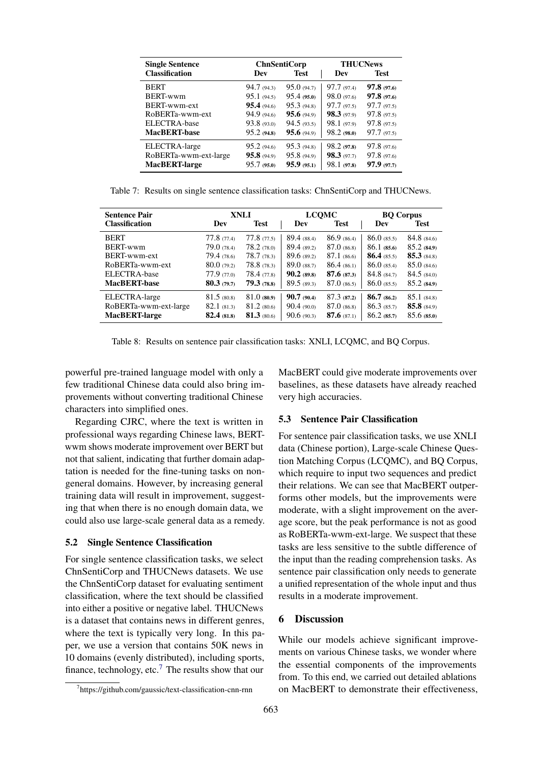| Single Sentence Classification | ChnSentiCorp | | THUCNews | |
|---|---|---|---|---|
| | Dev | Test | Dev | Test |
| BERT | 94.7 (94.3) | 95.0 (94.7) | 97.7 (97.4) | **97.8** **(97.6)** |
| BERT-wwm | 95.1 (94.5) | 95.4 **(95.0)** | 98.0 (97.6) | **97.8** **(97.6)** |
| BERT-wwm-ext | **95.4** (94.6) | 95.3 (94.8) | 97.7 (97.5) | 97.7 (97.5) |
| RoBERTa-wwm-ext | 94.9 (94.6) | **95.6** (94.9) | **98.3** (97.9) | 97.8 (97.5) |
| ELECTRA-base | 93.8 (93.0) | 94.5 (93.5) | 98.1 (97.9) | 97.8 (97.5) |
| **MacBERT-base** | 95.2 **(94.8)** | **95.6** (94.9) | 98.2 **(98.0)** | 97.7 (97.5) |
| ELECTRA-large | 95.2 (94.6) | 95.3 (94.8) | 98.2 **(97.8)** | 97.8 (97.6) |
| RoBERTa-wwm-ext-large | **95.8** (94.9) | 95.8 (94.9) | **98.3** (97.7) | 97.8 (97.6) |
| **MacBERT-large** | 95.7 **(95.0)** | **95.9** **(95.1)** | 98.1 **(97.8)** | **97.9** **(97.7)** |

Table 7: Results on single sentence classification tasks: ChnSentiCorp and THUCNews.

| Sentence Pair Classification | XNLI | | LCQMC | | BQ Corpus | |
|---|---|---|---|---|---|---|
| | Dev | Test | Dev | Test | Dev | Test |
| BERT | 77.8 (77.4) | 77.8 (77.5) | 89.4 (88.4) | 86.9 (86.4) | 86.0 (85.5) | 84.8 (84.6) |
| BERT-wwm | 79.0 (78.4) | 78.2 (78.0) | 89.4 (89.2) | 87.0 (86.8) | 86.1 **(85.6)** | 85.2 **(84.9)** |
| BERT-wwm-ext | 79.4 (78.6) | 78.7 (78.3) | 89.6 (89.2) | 87.1 (86.6) | **86.4** (85.5) | **85.3** (84.8) |
| RoBERTa-wwm-ext | 80.0 (79.2) | 78.8 (78.3) | 89.0 (88.7) | 86.4 (86.1) | 86.0 (85.4) | 85.0 (84.6) |
| ELECTRA-base | 77.9 (77.0) | 78.4 (77.8) | **90.2** **(89.8)** | **87.6** **(87.3)** | 84.8 (84.7) | 84.5 (84.0) |
| **MacBERT-base** | **80.3** **(79.7)** | **79.3** **(78.8)** | 89.5 (89.3) | 87.0 (86.5) | 86.0 (85.5) | 85.2 **(84.9)** |
| ELECTRA-large | 81.5 (80.8) | 81.0 **(80.9)** | **90.7** **(90.4)** | 87.3 **(87.2)** | **86.7** **(86.2)** | 85.1 (84.8) |
| RoBERTa-wwm-ext-large | 82.1 (81.3) | 81.2 (80.6) | 90.4 (90.0) | 87.0 (86.8) | 86.3 (85.7) | **85.8** (84.9) |
| **MacBERT-large** | **82.4** **(81.8)** | **81.3** (80.6) | 90.6 (90.3) | **87.6** (87.1) | 86.2 **(85.7)** | 85.6 **(85.0)** |

Table 8: Results on sentence pair classification tasks: XNLI, LCQMC, and BQ Corpus.

powerful pre-trained language model with only a few traditional Chinese data could also bring improvements without converting traditional Chinese characters into simplified ones.

Regarding CJRC, where the text is written in professional ways regarding Chinese laws, BERT-wwm shows moderate improvement over BERT but not that salient, indicating that further domain adaptation is needed for the fine-tuning tasks on non-general domains. However, by increasing general training data will result in improvement, suggesting that when there is no enough domain data, we could also use large-scale general data as a remedy.

### 5.2 Single Sentence Classification

For single sentence classification tasks, we select ChnSentiCorp and THUCNews datasets. We use the ChnSentiCorp dataset for evaluating sentiment classification, where the text should be classified into either a positive or negative label. THUCNews is a dataset that contains news in different genres, where the text is typically very long. In this paper, we use a version that contains 50K news in 10 domains (evenly distributed), including sports, finance, technology, etc.[7] The results show that our MacBERT could give moderate improvements over baselines, as these datasets have already reached very high accuracies.

[7] https://github.com/gaussic/text-classification-cnn-rnn

### 5.3 Sentence Pair Classification

For sentence pair classification tasks, we use XNLI data (Chinese portion), Large-scale Chinese Question Matching Corpus (LCQMC), and BQ Corpus, which require to input two sequences and predict their relations. We can see that MacBERT outperforms other models, but the improvements were moderate, with a slight improvement on the average score, but the peak performance is not as good as RoBERTa-wwm-ext-large. We suspect that these tasks are less sensitive to the subtle difference of the input than the reading comprehension tasks. As sentence pair classification only needs to generate a unified representation of the whole input and thus results in a moderate improvement.

## 6 Discussion

While our models achieve significant improvements on various Chinese tasks, we wonder where the essential components of the improvements from. To this end, we carried out detailed ablations on MacBERT to demonstrate their effectiveness,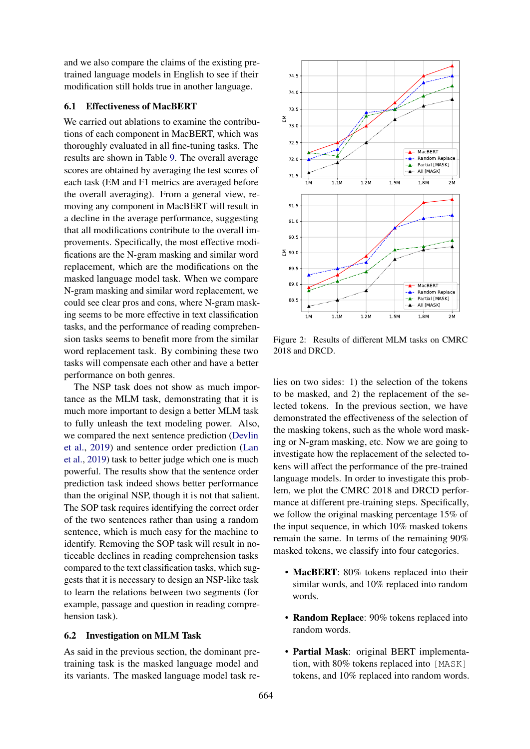and we also compare the claims of the existing pre-trained language models in English to see if their modification still holds true in another language.

## 6.1 Effectiveness of MacBERT

We carried out ablations to examine the contributions of each component in MacBERT, which was thoroughly evaluated in all fine-tuning tasks. The results are shown in Table 9. The overall average scores are obtained by averaging the test scores of each task (EM and F1 metrics are averaged before the overall averaging). From a general view, removing any component in MacBERT will result in a decline in the average performance, suggesting that all modifications contribute to the overall improvements. Specifically, the most effective modifications are the N-gram masking and similar word replacement, which are the modifications on the masked language model task. When we compare N-gram masking and similar word replacement, we could see clear pros and cons, where N-gram masking seems to be more effective in text classification tasks, and the performance of reading comprehension tasks seems to benefit more from the similar word replacement task. By combining these two tasks will compensate each other and have a better performance on both genres.

The NSP task does not show as much importance as the MLM task, demonstrating that it is much more important to design a better MLM task to fully unleash the text modeling power. Also, we compared the next sentence prediction (Devlin et al., 2019) and sentence order prediction (Lan et al., 2019) task to better judge which one is much powerful. The results show that the sentence order prediction task indeed shows better performance than the original NSP, though it is not that salient. The SOP task requires identifying the correct order of the two sentences rather than using a random sentence, which is much easy for the machine to identify. Removing the SOP task will result in noticeable declines in reading comprehension tasks compared to the text classification tasks, which suggests that it is necessary to design an NSP-like task to learn the relations between two segments (for example, passage and question in reading comprehension task).

## 6.2 Investigation on MLM Task

As said in the previous section, the dominant pre-training task is the masked language model and its variants. The masked language model task relies on two sides: 1) the selection of the tokens to be masked, and 2) the replacement of the selected tokens. In the previous section, we have demonstrated the effectiveness of the selection of the masking tokens, such as the whole word masking or N-gram masking, etc. Now we are going to investigate how the replacement of the selected tokens will affect the performance of the pre-trained language models. In order to investigate this problem, we plot the CMRC 2018 and DRCD performance at different pre-training steps. Specifically, we follow the original masking percentage 15% of the input sequence, in which 10% masked tokens remain the same. In terms of the remaining 90% masked tokens, we classify into four categories.

- **MacBERT**: 80% tokens replaced into their similar words, and 10% replaced into random words.
- **Random Replace**: 90% tokens replaced into random words.
- **Partial Mask**: original BERT implementation, with 80% tokens replaced into `[MASK]` tokens, and 10% replaced into random words.

Figure 2: Results of different MLM tasks on CMRC 2018 and DRCD.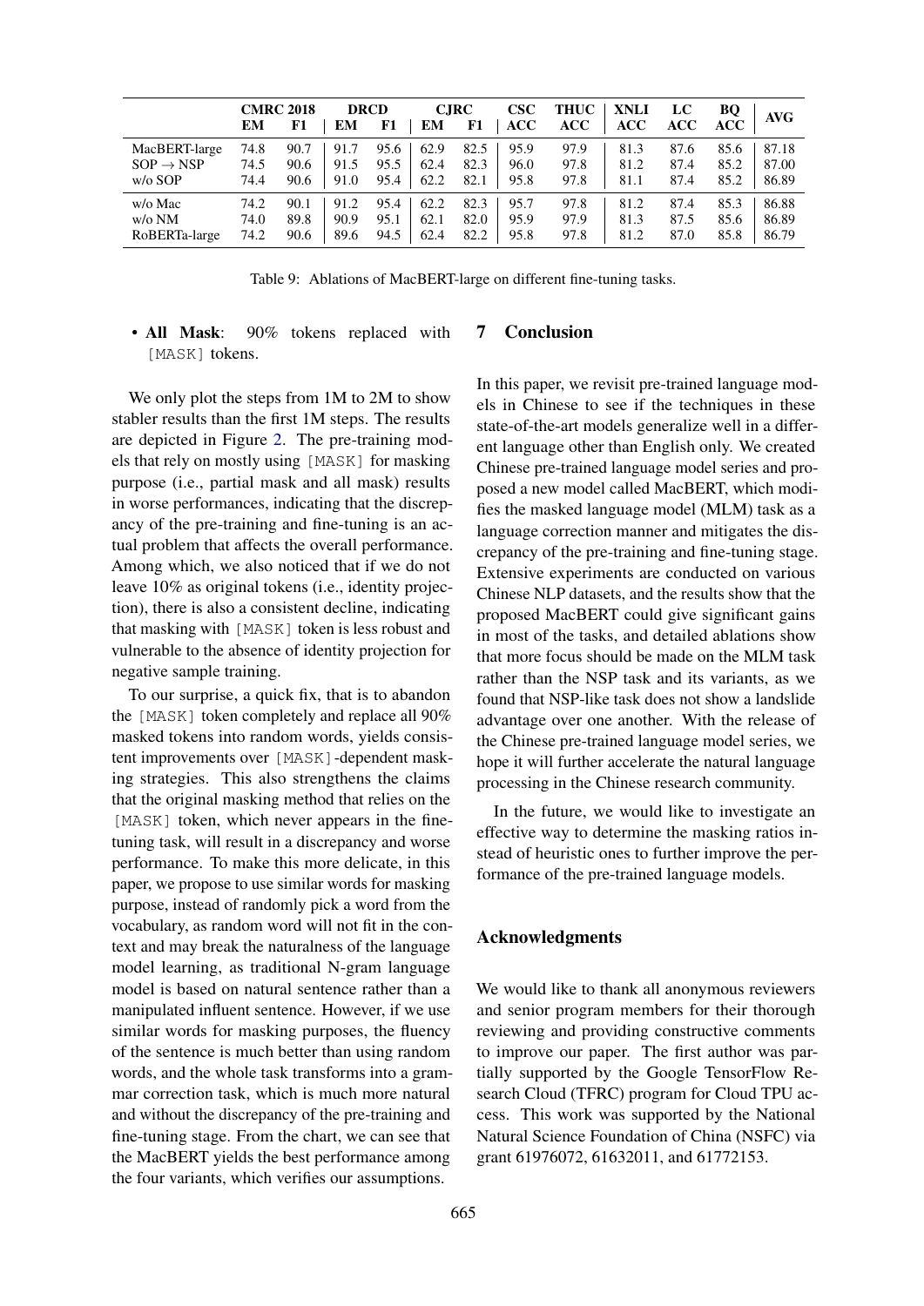| | CMRC 2018 | | DRCD | | CJRC | | CSC | THUC | XNLI | LC | BQ | AVG |
|---|---|---|---|---|---|---|---|---|---|---|---|---|
| | EM | F1 | EM | F1 | EM | F1 | ACC | ACC | ACC | ACC | ACC | |
| MacBERT-large | 74.8 | 90.7 | 91.7 | 95.6 | 62.9 | 82.5 | 95.9 | 97.9 | 81.3 | 87.6 | 85.6 | 87.18 |
| SOP $\rightarrow$ NSP | 74.5 | 90.6 | 91.5 | 95.5 | 62.4 | 82.3 | 96.0 | 97.8 | 81.2 | 87.4 | 85.2 | 87.00 |
| w/o SOP | 74.4 | 90.6 | 91.0 | 95.4 | 62.2 | 82.1 | 95.8 | 97.8 | 81.1 | 87.4 | 85.2 | 86.89 |
| w/o Mac | 74.2 | 90.1 | 91.2 | 95.4 | 62.2 | 82.3 | 95.7 | 97.8 | 81.2 | 87.4 | 85.3 | 86.88 |
| w/o NM | 74.0 | 89.8 | 90.9 | 95.1 | 62.1 | 82.0 | 95.9 | 97.9 | 81.3 | 87.5 | 85.6 | 86.89 |
| RoBERTa-large | 74.2 | 90.6 | 89.6 | 94.5 | 62.4 | 82.2 | 95.8 | 97.8 | 81.2 | 87.0 | 85.8 | 86.79 |

Table 9: Ablations of MacBERT-large on different fine-tuning tasks.

- **All Mask**: 90% tokens replaced with [MASK] tokens.

We only plot the steps from 1M to 2M to show stabler results than the first 1M steps. The results are depicted in Figure 2. The pre-training models that rely on mostly using [MASK] for masking purpose (i.e., partial mask and all mask) results in worse performances, indicating that the discrepancy of the pre-training and fine-tuning is an actual problem that affects the overall performance. Among which, we also noticed that if we do not leave 10% as original tokens (i.e., identity projection), there is also a consistent decline, indicating that masking with [MASK] token is less robust and vulnerable to the absence of identity projection for negative sample training.

To our surprise, a quick fix, that is to abandon the [MASK] token completely and replace all 90% masked tokens into random words, yields consistent improvements over [MASK]-dependent masking strategies. This also strengthens the claims that the original masking method that relies on the [MASK] token, which never appears in the fine-tuning task, will result in a discrepancy and worse performance. To make this more delicate, in this paper, we propose to use similar words for masking purpose, instead of randomly pick a word from the vocabulary, as random word will not fit in the context and may break the naturalness of the language model learning, as traditional N-gram language model is based on natural sentence rather than a manipulated influent sentence. However, if we use similar words for masking purposes, the fluency of the sentence is much better than using random words, and the whole task transforms into a grammar correction task, which is much more natural and without the discrepancy of the pre-training and fine-tuning stage. From the chart, we can see that the MacBERT yields the best performance among the four variants, which verifies our assumptions.

## 7 Conclusion

In this paper, we revisit pre-trained language models in Chinese to see if the techniques in these state-of-the-art models generalize well in a different language other than English only. We created Chinese pre-trained language model series and proposed a new model called MacBERT, which modifies the masked language model (MLM) task as a language correction manner and mitigates the discrepancy of the pre-training and fine-tuning stage. Extensive experiments are conducted on various Chinese NLP datasets, and the results show that the proposed MacBERT could give significant gains in most of the tasks, and detailed ablations show that more focus should be made on the MLM task rather than the NSP task and its variants, as we found that NSP-like task does not show a landslide advantage over one another. With the release of the Chinese pre-trained language model series, we hope it will further accelerate the natural language processing in the Chinese research community.

In the future, we would like to investigate an effective way to determine the masking ratios instead of heuristic ones to further improve the performance of the pre-trained language models.

## Acknowledgments

We would like to thank all anonymous reviewers and senior program members for their thorough reviewing and providing constructive comments to improve our paper. The first author was partially supported by the Google TensorFlow Research Cloud (TFRC) program for Cloud TPU access. This work was supported by the National Natural Science Foundation of China (NSFC) via grant 61976072, 61632011, and 61772153.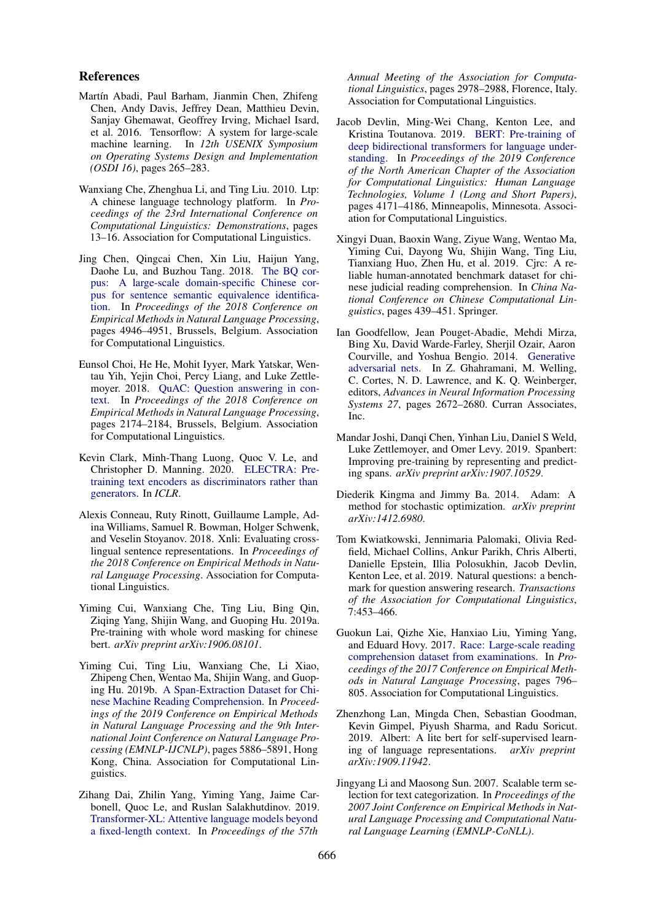## References

Martín Abadi, Paul Barham, Jianmin Chen, Zhifeng Chen, Andy Davis, Jeffrey Dean, Matthieu Devin, Sanjay Ghemawat, Geoffrey Irving, Michael Isard, et al. 2016. Tensorflow: A system for large-scale machine learning. In *12th USENIX Symposium on Operating Systems Design and Implementation (OSDI 16)*, pages 265–283.

Wanxiang Che, Zhenghua Li, and Ting Liu. 2010. Ltp: A chinese language technology platform. In *Proceedings of the 23rd International Conference on Computational Linguistics: Demonstrations*, pages 13–16. Association for Computational Linguistics.

Jing Chen, Qingcai Chen, Xin Liu, Haijun Yang, Daohe Lu, and Buzhou Tang. 2018. The BQ corpus: A large-scale domain-specific Chinese corpus for sentence semantic equivalence identification. In *Proceedings of the 2018 Conference on Empirical Methods in Natural Language Processing*, pages 4946–4951, Brussels, Belgium. Association for Computational Linguistics.

Eunsol Choi, He He, Mohit Iyyer, Mark Yatskar, Wen-tau Yih, Yejin Choi, Percy Liang, and Luke Zettlemoyer. 2018. QuAC: Question answering in context. In *Proceedings of the 2018 Conference on Empirical Methods in Natural Language Processing*, pages 2174–2184, Brussels, Belgium. Association for Computational Linguistics.

Kevin Clark, Minh-Thang Luong, Quoc V. Le, and Christopher D. Manning. 2020. ELECTRA: Pre-training text encoders as discriminators rather than generators. In *ICLR*.

Alexis Conneau, Ruty Rinott, Guillaume Lample, Adina Williams, Samuel R. Bowman, Holger Schwenk, and Veselin Stoyanov. 2018. Xnli: Evaluating cross-lingual sentence representations. In *Proceedings of the 2018 Conference on Empirical Methods in Natural Language Processing*. Association for Computational Linguistics.

Yiming Cui, Wanxiang Che, Ting Liu, Bing Qin, Ziqing Yang, Shijin Wang, and Guoping Hu. 2019a. Pre-training with whole word masking for chinese bert. *arXiv preprint arXiv:1906.08101*.

Yiming Cui, Ting Liu, Wanxiang Che, Li Xiao, Zhipeng Chen, Wentao Ma, Shijin Wang, and Guoping Hu. 2019b. A Span-Extraction Dataset for Chinese Machine Reading Comprehension. In *Proceedings of the 2019 Conference on Empirical Methods in Natural Language Processing and the 9th International Joint Conference on Natural Language Processing (EMNLP-IJCNLP)*, pages 5886–5891, Hong Kong, China. Association for Computational Linguistics.

Zihang Dai, Zhilin Yang, Yiming Yang, Jaime Carbonell, Quoc Le, and Ruslan Salakhutdinov. 2019. Transformer-XL: Attentive language models beyond a fixed-length context. In *Proceedings of the 57th Annual Meeting of the Association for Computational Linguistics*, pages 2978–2988, Florence, Italy. Association for Computational Linguistics.

Jacob Devlin, Ming-Wei Chang, Kenton Lee, and Kristina Toutanova. 2019. BERT: Pre-training of deep bidirectional transformers for language understanding. In *Proceedings of the 2019 Conference of the North American Chapter of the Association for Computational Linguistics: Human Language Technologies, Volume 1 (Long and Short Papers)*, pages 4171–4186, Minneapolis, Minnesota. Association for Computational Linguistics.

Xingyi Duan, Baoxin Wang, Ziyue Wang, Wentao Ma, Yiming Cui, Dayong Wu, Shijin Wang, Ting Liu, Tianxiang Huo, Zhen Hu, et al. 2019. Cjrc: A reliable human-annotated benchmark dataset for chinese judicial reading comprehension. In *China National Conference on Chinese Computational Linguistics*, pages 439–451. Springer.

Ian Goodfellow, Jean Pouget-Abadie, Mehdi Mirza, Bing Xu, David Warde-Farley, Sherjil Ozair, Aaron Courville, and Yoshua Bengio. 2014. Generative adversarial nets. In Z. Ghahramani, M. Welling, C. Cortes, N. D. Lawrence, and K. Q. Weinberger, editors, *Advances in Neural Information Processing Systems 27*, pages 2672–2680. Curran Associates, Inc.

Mandar Joshi, Danqi Chen, Yinhan Liu, Daniel S Weld, Luke Zettlemoyer, and Omer Levy. 2019. Spanbert: Improving pre-training by representing and predicting spans. *arXiv preprint arXiv:1907.10529*.

Diederik Kingma and Jimmy Ba. 2014. Adam: A method for stochastic optimization. *arXiv preprint arXiv:1412.6980*.

Tom Kwiatkowski, Jennimaria Palomaki, Olivia Redfield, Michael Collins, Ankur Parikh, Chris Alberti, Danielle Epstein, Illia Polosukhin, Jacob Devlin, Kenton Lee, et al. 2019. Natural questions: a benchmark for question answering research. *Transactions of the Association for Computational Linguistics*, 7:453–466.

Guokun Lai, Qizhe Xie, Hanxiao Liu, Yiming Yang, and Eduard Hovy. 2017. Race: Large-scale reading comprehension dataset from examinations. In *Proceedings of the 2017 Conference on Empirical Methods in Natural Language Processing*, pages 796–805. Association for Computational Linguistics.

Zhenzhong Lan, Mingda Chen, Sebastian Goodman, Kevin Gimpel, Piyush Sharma, and Radu Soricut. 2019. Albert: A lite bert for self-supervised learning of language representations. *arXiv preprint arXiv:1909.11942*.

Jingyang Li and Maosong Sun. 2007. Scalable term selection for text categorization. In *Proceedings of the 2007 Joint Conference on Empirical Methods in Natural Language Processing and Computational Natural Language Learning (EMNLP-CoNLL)*.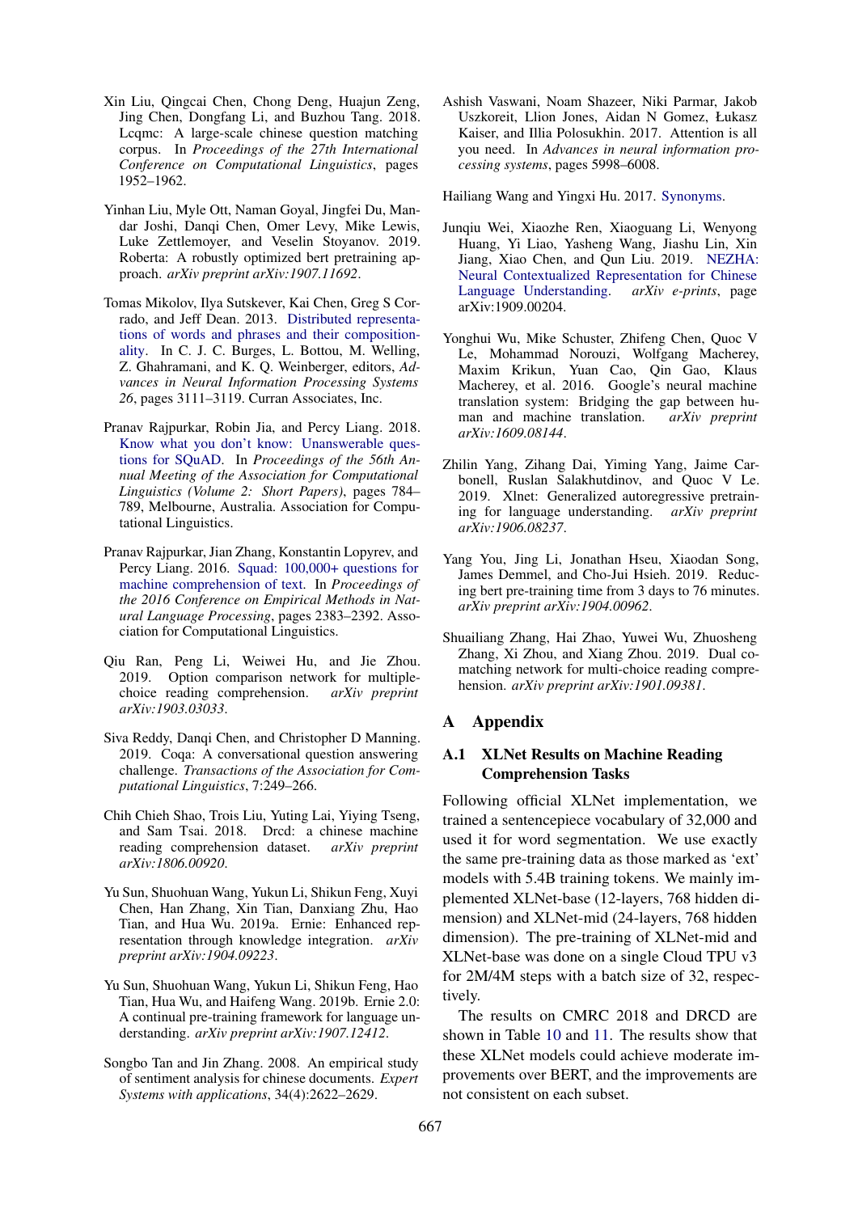Xin Liu, Qingcai Chen, Chong Deng, Huajun Zeng, Jing Chen, Dongfang Li, and Buzhou Tang. 2018. Lcqmc: A large-scale chinese question matching corpus. In *Proceedings of the 27th International Conference on Computational Linguistics*, pages 1952–1962.

Yinhan Liu, Myle Ott, Naman Goyal, Jingfei Du, Mandar Joshi, Danqi Chen, Omer Levy, Mike Lewis, Luke Zettlemoyer, and Veselin Stoyanov. 2019. Roberta: A robustly optimized bert pretraining approach. *arXiv preprint arXiv:1907.11692*.

Tomas Mikolov, Ilya Sutskever, Kai Chen, Greg S Corrado, and Jeff Dean. 2013. Distributed representations of words and phrases and their compositionality. In C. J. C. Burges, L. Bottou, M. Welling, Z. Ghahramani, and K. Q. Weinberger, editors, *Advances in Neural Information Processing Systems 26*, pages 3111–3119. Curran Associates, Inc.

Pranav Rajpurkar, Robin Jia, and Percy Liang. 2018. Know what you don't know: Unanswerable questions for SQuAD. In *Proceedings of the 56th Annual Meeting of the Association for Computational Linguistics (Volume 2: Short Papers)*, pages 784–789, Melbourne, Australia. Association for Computational Linguistics.

Pranav Rajpurkar, Jian Zhang, Konstantin Lopyrev, and Percy Liang. 2016. Squad: 100,000+ questions for machine comprehension of text. In *Proceedings of the 2016 Conference on Empirical Methods in Natural Language Processing*, pages 2383–2392. Association for Computational Linguistics.

Qiu Ran, Peng Li, Weiwei Hu, and Jie Zhou. 2019. Option comparison network for multiple-choice reading comprehension. *arXiv preprint arXiv:1903.03033*.

Siva Reddy, Danqi Chen, and Christopher D Manning. 2019. Coqa: A conversational question answering challenge. *Transactions of the Association for Computational Linguistics*, 7:249–266.

Chih Chieh Shao, Trois Liu, Yuting Lai, Yiying Tseng, and Sam Tsai. 2018. Drcd: a chinese machine reading comprehension dataset. *arXiv preprint arXiv:1806.00920*.

Yu Sun, Shuohuan Wang, Yukun Li, Shikun Feng, Xuyi Chen, Han Zhang, Xin Tian, Danxiang Zhu, Hao Tian, and Hua Wu. 2019a. Ernie: Enhanced representation through knowledge integration. *arXiv preprint arXiv:1904.09223*.

Yu Sun, Shuohuan Wang, Yukun Li, Shikun Feng, Hao Tian, Hua Wu, and Haifeng Wang. 2019b. Ernie 2.0: A continual pre-training framework for language understanding. *arXiv preprint arXiv:1907.12412*.

Songbo Tan and Jin Zhang. 2008. An empirical study of sentiment analysis for chinese documents. *Expert Systems with applications*, 34(4):2622–2629.

Ashish Vaswani, Noam Shazeer, Niki Parmar, Jakob Uszkoreit, Llion Jones, Aidan N Gomez, Łukasz Kaiser, and Illia Polosukhin. 2017. Attention is all you need. In *Advances in neural information processing systems*, pages 5998–6008.

Hailiang Wang and Yingxi Hu. 2017. Synonyms.

Junqiu Wei, Xiaozhe Ren, Xiaoguang Li, Wenyong Huang, Yi Liao, Yasheng Wang, Jiashu Lin, Xin Jiang, Xiao Chen, and Qun Liu. 2019. NEZHA: Neural Contextualized Representation for Chinese Language Understanding. *arXiv e-prints*, page arXiv:1909.00204.

Yonghui Wu, Mike Schuster, Zhifeng Chen, Quoc V Le, Mohammad Norouzi, Wolfgang Macherey, Maxim Krikun, Yuan Cao, Qin Gao, Klaus Macherey, et al. 2016. Google's neural machine translation system: Bridging the gap between human and machine translation. *arXiv preprint arXiv:1609.08144*.

Zhilin Yang, Zihang Dai, Yiming Yang, Jaime Carbonell, Ruslan Salakhutdinov, and Quoc V Le. 2019. Xlnet: Generalized autoregressive pretraining for language understanding. *arXiv preprint arXiv:1906.08237*.

Yang You, Jing Li, Jonathan Hseu, Xiaodan Song, James Demmel, and Cho-Jui Hsieh. 2019. Reducing bert pre-training time from 3 days to 76 minutes. *arXiv preprint arXiv:1904.00962*.

Shuailiang Zhang, Hai Zhao, Yuwei Wu, Zhuosheng Zhang, Xi Zhou, and Xiang Zhou. 2019. Dual co-matching network for multi-choice reading comprehension. *arXiv preprint arXiv:1901.09381*.

# A Appendix

## A.1 XLNet Results on Machine Reading Comprehension Tasks

Following official XLNet implementation, we trained a sentencepiece vocabulary of 32,000 and used it for word segmentation. We use exactly the same pre-training data as those marked as 'ext' models with 5.4B training tokens. We mainly implemented XLNet-base (12-layers, 768 hidden dimension) and XLNet-mid (24-layers, 768 hidden dimension). The pre-training of XLNet-mid and XLNet-base was done on a single Cloud TPU v3 for 2M/4M steps with a batch size of 32, respectively.

The results on CMRC 2018 and DRCD are shown in Table 10 and 11. The results show that these XLNet models could achieve moderate improvements over BERT, and the improvements are not consistent on each subset.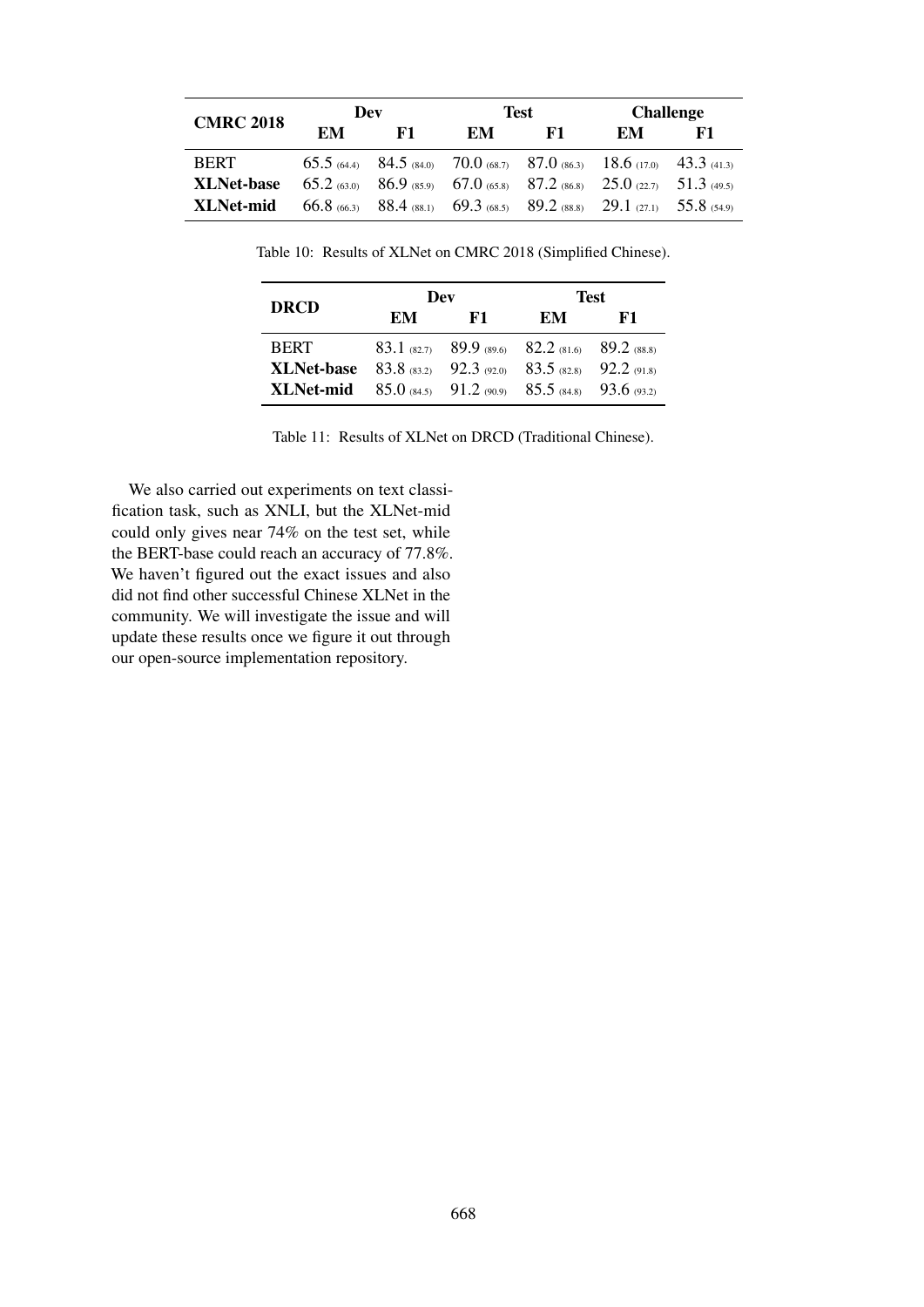| CMRC 2018 | Dev | | Test | | Challenge | |
|---|---|---|---|---|---|---|
| | **EM** | **F1** | **EM** | **F1** | **EM** | **F1** |
| BERT | 65.5 (64.4) | 84.5 (84.0) | 70.0 (68.7) | 87.0 (86.3) | 18.6 (17.0) | 43.3 (41.3) |
| **XLNet-base** | 65.2 (63.0) | 86.9 (85.9) | 67.0 (65.8) | 87.2 (86.8) | 25.0 (22.7) | 51.3 (49.5) |
| **XLNet-mid** | 66.8 (66.3) | 88.4 (88.1) | 69.3 (68.5) | 89.2 (88.8) | 29.1 (27.1) | 55.8 (54.9) |

Table 10: Results of XLNet on CMRC 2018 (Simplified Chinese).

| DRCD | Dev | | Test | |
|---|---|---|---|---|
| | **EM** | **F1** | **EM** | **F1** |
| BERT | 83.1 (82.7) | 89.9 (89.6) | 82.2 (81.6) | 89.2 (88.8) |
| **XLNet-base** | 83.8 (83.2) | 92.3 (92.0) | 83.5 (82.8) | 92.2 (91.8) |
| **XLNet-mid** | 85.0 (84.5) | 91.2 (90.9) | 85.5 (84.8) | 93.6 (93.2) |

Table 11: Results of XLNet on DRCD (Traditional Chinese).

We also carried out experiments on text classification task, such as XNLI, but the XLNet-mid could only gives near 74% on the test set, while the BERT-base could reach an accuracy of 77.8%. We haven't figured out the exact issues and also did not find other successful Chinese XLNet in the community. We will investigate the issue and will update these results once we figure it out through our open-source implementation repository.